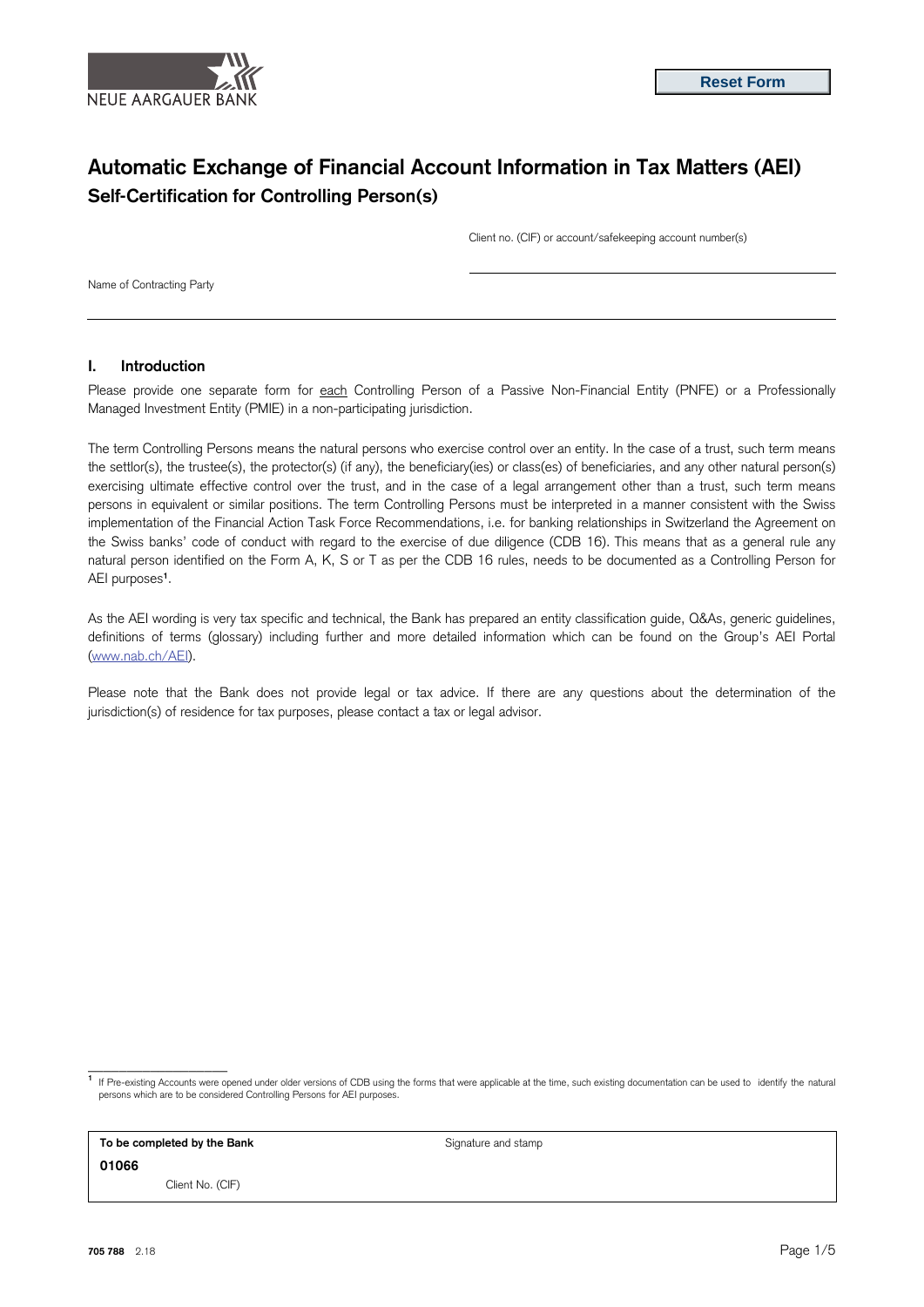NEUE AARGAUER BANK

Reset Form

# Automatic Exchange of Financial Account Information in Tax Matters (AEI)

## Self-Certification for Controlling Person(s)

Client no. (CIF) or account/safekeeping account number(s)

Name of Contracting Party

### I. Introduction

Please provide one separate form for each Controlling Person of a Passive Non-Financial Entity (PNFE) or a Professionally Managed Investment Entity (PMIE) in a non-participating jurisdiction.

The term Controlling Persons means the natural persons who exercise control over an entity. In the case of a trust, such term means the settlor(s), the trustee(s), the protector(s) (if any), the beneficiary(ies) or class(es) of beneficiaries, and any other natural person(s) exercising ultimate effective control over the trust, and in the case of a legal arrangement other than a trust, such term means persons in equivalent or similar positions. The term Controlling Persons must be interpreted in a manner consistent with the Swiss implementation of the Financial Action Task Force Recommendations, i.e. for banking relationships in Switzerland the Agreement on the Swiss banks' code of conduct with regard to the exercise of due diligence (CDB 16). This means that as a general rule any natural person identified on the Form A, K, S or T as per the CDB 16 rules, needs to be documented as a Controlling Person for AEI purposes[1].

As the AEI wording is very tax specific and technical, the Bank has prepared an entity classification guide, Q&As, generic guidelines, definitions of terms (glossary) including further and more detailed information which can be found on the Group's AEI Portal (www.nab.ch/AEI).

Please note that the Bank does not provide legal or tax advice. If there are any questions about the determination of the jurisdiction(s) of residence for tax purposes, please contact a tax or legal advisor.

[1] If Pre-existing Accounts were opened under older versions of CDB using the forms that were applicable at the time, such existing documentation can be used to identify the natural persons which are to be considered Controlling Persons for AEI purposes.

| **To be completed by the Bank** | Signature and stamp |
|---|---|
| **01066** | |
| Client No. (CIF) | |

705 788 2.18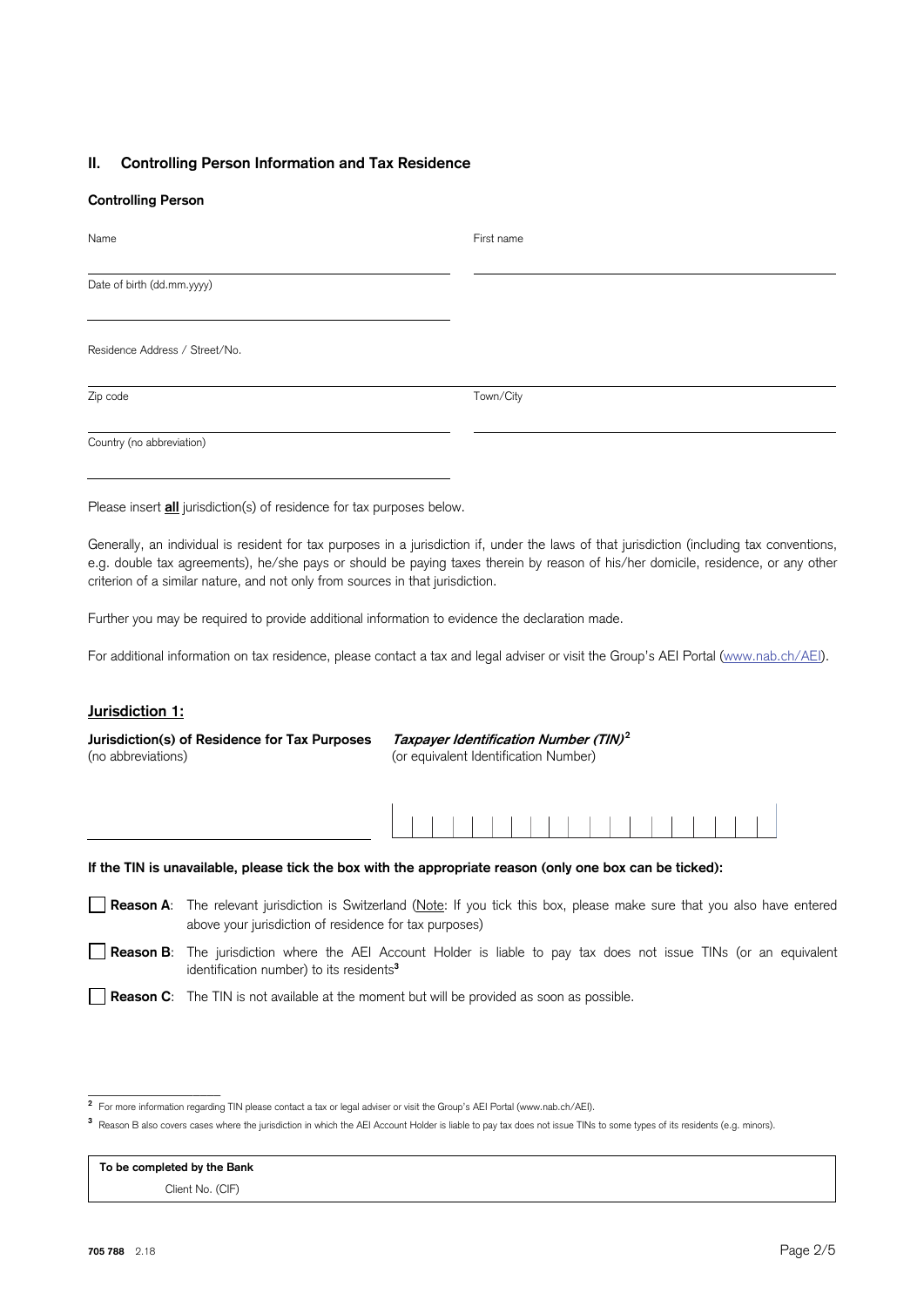## II. Controlling Person Information and Tax Residence

**Controlling Person**

Name

First name

Date of birth (dd.mm.yyyy)

Residence Address / Street/No.

Zip code

Town/City

Country (no abbreviation)

Please insert **all** jurisdiction(s) of residence for tax purposes below.

Generally, an individual is resident for tax purposes in a jurisdiction if, under the laws of that jurisdiction (including tax conventions, e.g. double tax agreements), he/she pays or should be paying taxes therein by reason of his/her domicile, residence, or any other criterion of a similar nature, and not only from sources in that jurisdiction.

Further you may be required to provide additional information to evidence the declaration made.

For additional information on tax residence, please contact a tax and legal adviser or visit the Group's AEI Portal (www.nab.ch/AEI).

### Jurisdiction 1:

**Jurisdiction(s) of Residence for Tax Purposes** (no abbreviations)

***Taxpayer Identification Number (TIN)***[2] (or equivalent Identification Number)

**If the TIN is unavailable, please tick the box with the appropriate reason (only one box can be ticked):**

☐ **Reason A**: The relevant jurisdiction is Switzerland (Note: If you tick this box, please make sure that you also have entered above your jurisdiction of residence for tax purposes)

☐ **Reason B**: The jurisdiction where the AEI Account Holder is liable to pay tax does not issue TINs (or an equivalent identification number) to its residents[3]

☐ **Reason C**: The TIN is not available at the moment but will be provided as soon as possible.

---

[2] For more information regarding TIN please contact a tax or legal adviser or visit the Group's AEI Portal (www.nab.ch/AEI).

[3] Reason B also covers cases where the jurisdiction in which the AEI Account Holder is liable to pay tax does not issue TINs to some types of its residents (e.g. minors).

**To be completed by the Bank**

Client No. (CIF)

705 788 2.18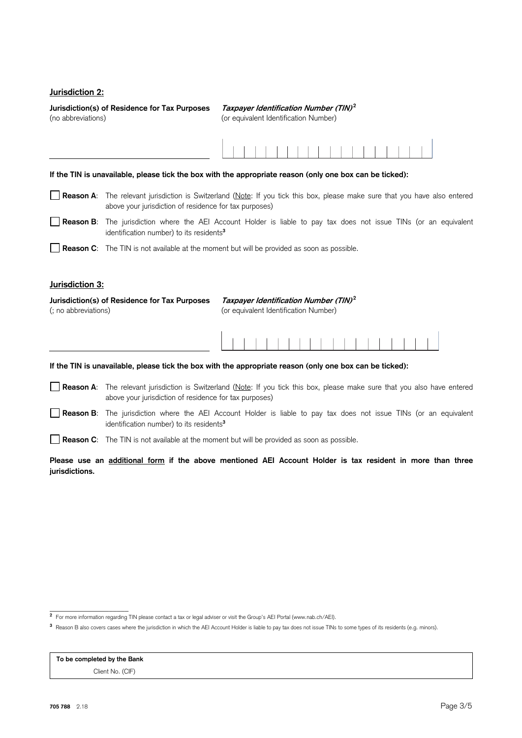## Jurisdiction 2:

**Jurisdiction(s) of Residence for Tax Purposes**
(no abbreviations)

***Taxpayer Identification Number (TIN)***[2]
(or equivalent Identification Number)

**If the TIN is unavailable, please tick the box with the appropriate reason (only one box can be ticked):**

☐ **Reason A**: The relevant jurisdiction is Switzerland (Note: If you tick this box, please make sure that you have also entered above your jurisdiction of residence for tax purposes)

☐ **Reason B**: The jurisdiction where the AEI Account Holder is liable to pay tax does not issue TINs (or an equivalent identification number) to its residents[3]

☐ **Reason C**: The TIN is not available at the moment but will be provided as soon as possible.

## Jurisdiction 3:

**Jurisdiction(s) of Residence for Tax Purposes**
(; no abbreviations)

***Taxpayer Identification Number (TIN)***[2]
(or equivalent Identification Number)

**If the TIN is unavailable, please tick the box with the appropriate reason (only one box can be ticked):**

☐ **Reason A**: The relevant jurisdiction is Switzerland (Note: If you tick this box, please make sure that you also have entered above your jurisdiction of residence for tax purposes)

☐ **Reason B**: The jurisdiction where the AEI Account Holder is liable to pay tax does not issue TINs (or an equivalent identification number) to its residents[3]

☐ **Reason C**: The TIN is not available at the moment but will be provided as soon as possible.

**Please use an additional form if the above mentioned AEI Account Holder is tax resident in more than three jurisdictions.**

---

[2] For more information regarding TIN please contact a tax or legal adviser or visit the Group's AEI Portal (www.nab.ch/AEI).

[3] Reason B also covers cases where the jurisdiction in which the AEI Account Holder is liable to pay tax does not issue TINs to some types of its residents (e.g. minors).

**To be completed by the Bank**
Client No. (CIF)

**705 788** 2.18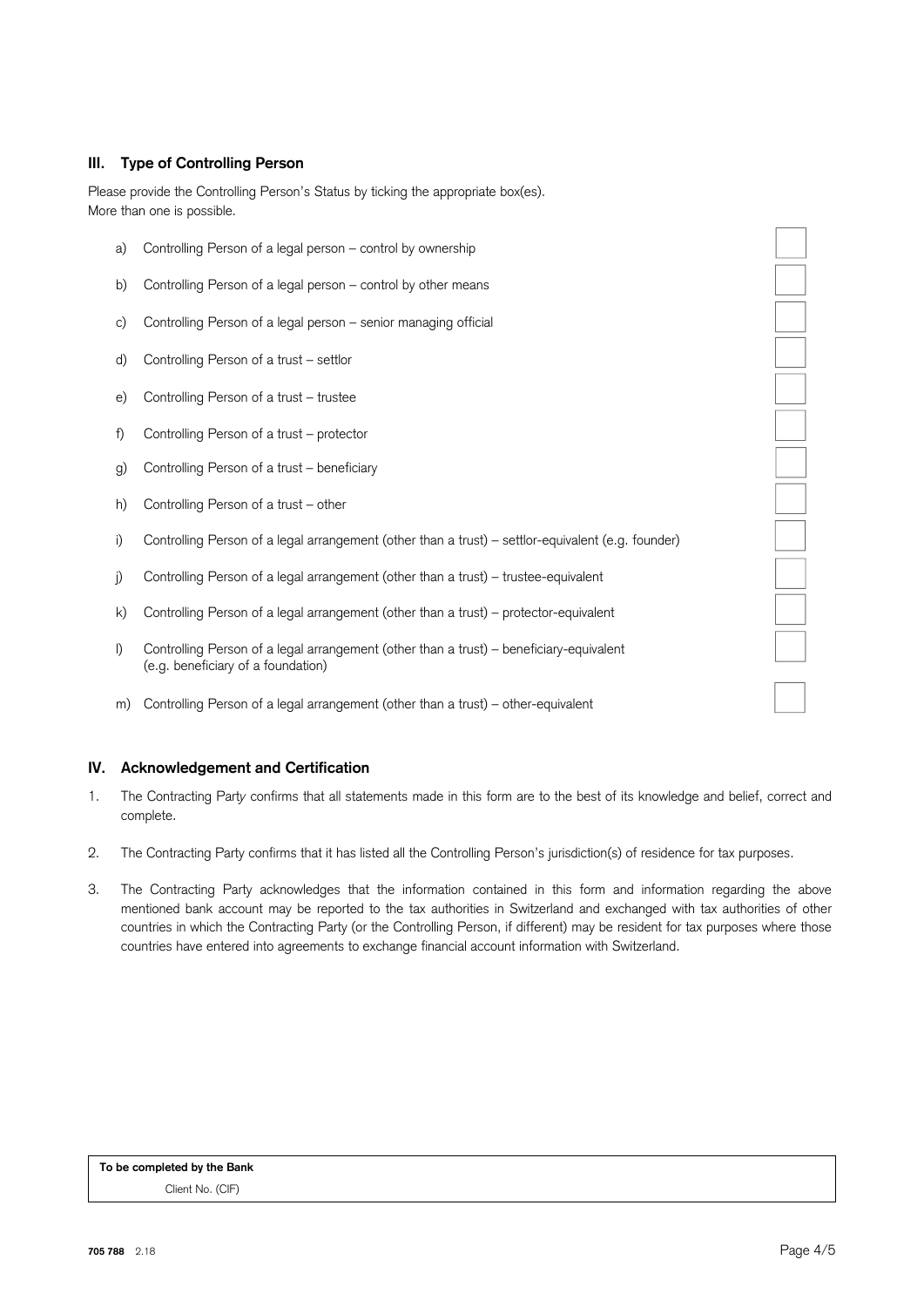## III. Type of Controlling Person

Please provide the Controlling Person's Status by ticking the appropriate box(es).
More than one is possible.

a) Controlling Person of a legal person – control by ownership ☐

b) Controlling Person of a legal person – control by other means ☐

c) Controlling Person of a legal person – senior managing official ☐

d) Controlling Person of a trust – settlor ☐

e) Controlling Person of a trust – trustee ☐

f) Controlling Person of a trust – protector ☐

g) Controlling Person of a trust – beneficiary ☐

h) Controlling Person of a trust – other ☐

i) Controlling Person of a legal arrangement (other than a trust) – settlor-equivalent (e.g. founder) ☐

j) Controlling Person of a legal arrangement (other than a trust) – trustee-equivalent ☐

k) Controlling Person of a legal arrangement (other than a trust) – protector-equivalent ☐

l) Controlling Person of a legal arrangement (other than a trust) – beneficiary-equivalent (e.g. beneficiary of a foundation) ☐

m) Controlling Person of a legal arrangement (other than a trust) – other-equivalent ☐

## IV. Acknowledgement and Certification

1. The Contracting Party confirms that all statements made in this form are to the best of its knowledge and belief, correct and complete.
2. The Contracting Party confirms that it has listed all the Controlling Person's jurisdiction(s) of residence for tax purposes.
3. The Contracting Party acknowledges that the information contained in this form and information regarding the above mentioned bank account may be reported to the tax authorities in Switzerland and exchanged with tax authorities of other countries in which the Contracting Party (or the Controlling Person, if different) may be resident for tax purposes where those countries have entered into agreements to exchange financial account information with Switzerland.

| **To be completed by the Bank** |
| --- |
| Client No. (CIF) |

**705 788** 2.18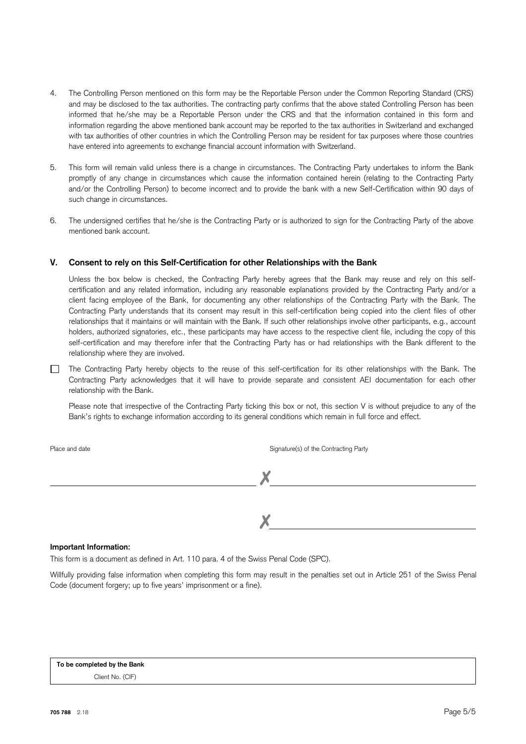4. The Controlling Person mentioned on this form may be the Reportable Person under the Common Reporting Standard (CRS) and may be disclosed to the tax authorities. The contracting party confirms that the above stated Controlling Person has been informed that he/she may be a Reportable Person under the CRS and that the information contained in this form and information regarding the above mentioned bank account may be reported to the tax authorities in Switzerland and exchanged with tax authorities of other countries in which the Controlling Person may be resident for tax purposes where those countries have entered into agreements to exchange financial account information with Switzerland.

5. This form will remain valid unless there is a change in circumstances. The Contracting Party undertakes to inform the Bank promptly of any change in circumstances which cause the information contained herein (relating to the Contracting Party and/or the Controlling Person) to become incorrect and to provide the bank with a new Self-Certification within 90 days of such change in circumstances.

6. The undersigned certifies that he/she is the Contracting Party or is authorized to sign for the Contracting Party of the above mentioned bank account.

## V. Consent to rely on this Self-Certification for other Relationships with the Bank

Unless the box below is checked, the Contracting Party hereby agrees that the Bank may reuse and rely on this self-certification and any related information, including any reasonable explanations provided by the Contracting Party and/or a client facing employee of the Bank, for documenting any other relationships of the Contracting Party with the Bank. The Contracting Party understands that its consent may result in this self-certification being copied into the client files of other relationships that it maintains or will maintain with the Bank. If such other relationships involve other participants, e.g., account holders, authorized signatories, etc., these participants may have access to the respective client file, including the copy of this self-certification and may therefore infer that the Contracting Party has or had relationships with the Bank different to the relationship where they are involved.

☐ The Contracting Party hereby objects to the reuse of this self-certification for its other relationships with the Bank. The Contracting Party acknowledges that it will have to provide separate and consistent AEI documentation for each other relationship with the Bank.

Please note that irrespective of the Contracting Party ticking this box or not, this section V is without prejudice to any of the Bank's rights to exchange information according to its general conditions which remain in full force and effect.

Place and date ____________________

Signature(s) of the Contracting Party

✗ ____________________

✗ ____________________

**Important Information:**

This form is a document as defined in Art. 110 para. 4 of the Swiss Penal Code (SPC).

Willfully providing false information when completing this form may result in the penalties set out in Article 251 of the Swiss Penal Code (document forgery; up to five years' imprisonment or a fine).

**To be completed by the Bank**

Client No. (CIF)

**705 788** 2.18